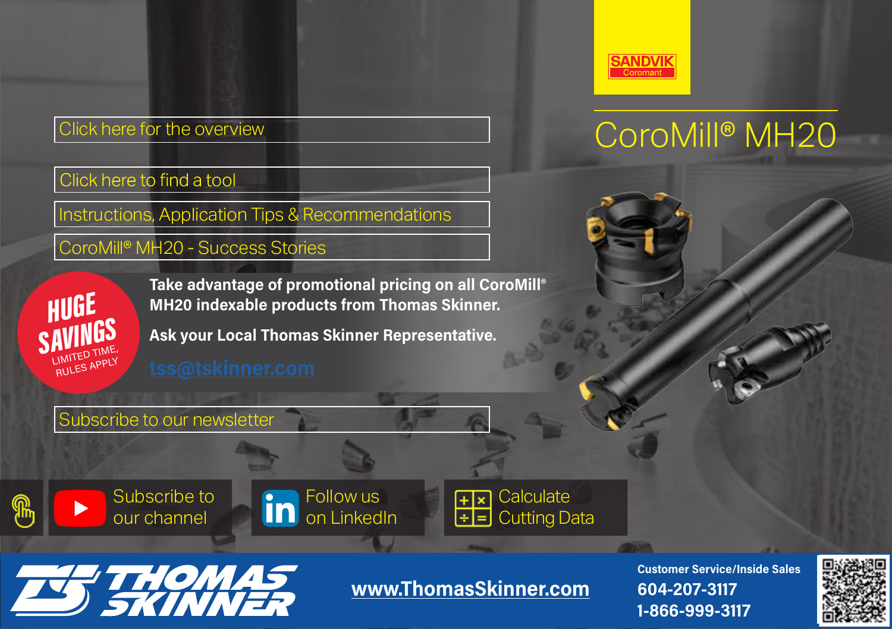SANDVIK Coromant

# CoroMill® MH20

Click here for the overview

Click here to find a tool

Instructions, Application Tips & Recommendations

CoroMill® MH20 - Success Stories

HUGE SAVINGS
LIMITED TIME, RULES APPLY

**Take advantage of promotional pricing on all CoroMill® MH20 indexable products from Thomas Skinner.**

**Ask your Local Thomas Skinner Representative.**

tss@tskinner.com

Subscribe to our newsletter

Subscribe to our channel

Follow us on LinkedIn

Calculate Cutting Data

TS THOMAS SKINNER

www.ThomasSkinner.com

**Customer Service/Inside Sales**
**604-207-3117**
**1-866-999-3117**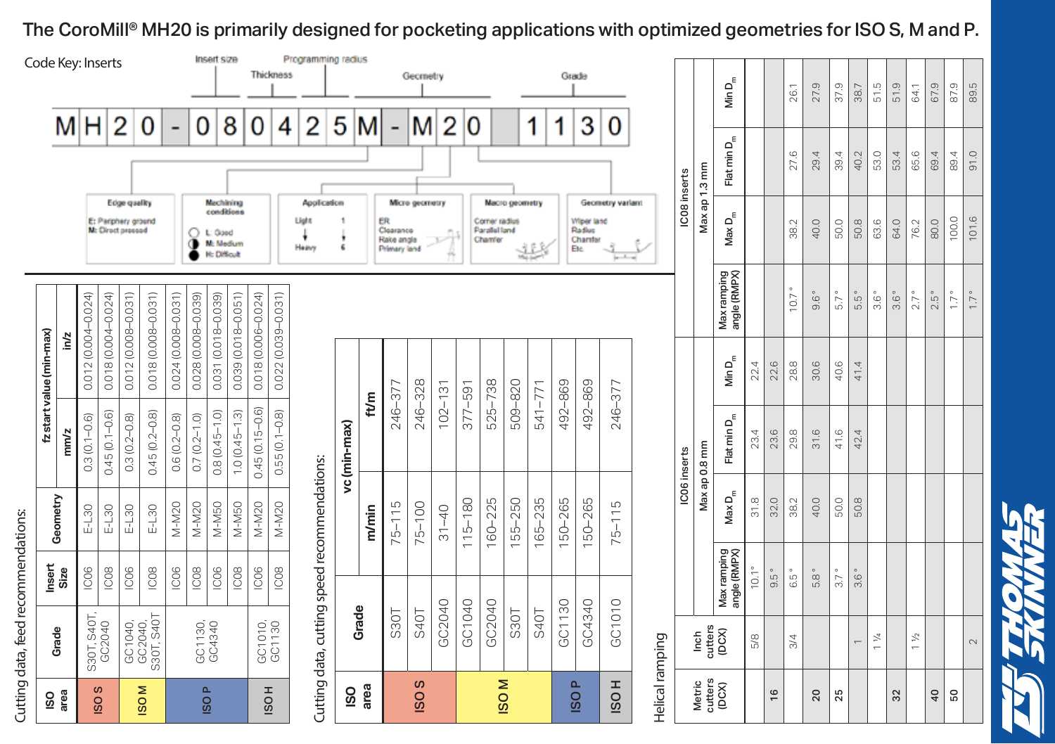# The CoroMill® MH20 is primarily designed for pocketing applications with optimized geometries for ISO S, M and P.

## Code Key: Inserts

Insert size | Thickness | Programming radius | Geometry | Grade

**MH20 - 080425M - M20 1130**

- **Edge quality**
  - E: Periphery ground
  - M: Direct pressed
- **Machining conditions**
  - L: Good
  - M: Medium
  - H: Difficult
- **Application**
  - Light 1
  - Heavy 6
- **Micro geometry**
  - ER
  - Clearance
  - Rake angle
  - Primary land
- **Macro geometry**
  - Corner radius
  - Parallel land
  - Chamfer
- **Geometry variant**
  - Wiper land
  - Radius
  - Chamfer
  - Etc.

## Cutting data, feed recommendations:

| ISO area | Grade | Insert Size | Geometry | fz start value (min-max) mm/z | fz start value (min-max) in/z |
|---|---|---|---|---|---|
| ISO S | S30T, S40T, GC2040 | IC06 | E-L30 | 0.3 (0.1–0.6) | 0.012 (0.004–0.024) |
| | | IC08 | E-L30 | 0.45 (0.1–0.6) | 0.018 (0.004–0.024) |
| ISO M | GC1040, GC2040, S30T, S40T | IC06 | E-L30 | 0.3 (0.2–0.8) | 0.012 (0.008–0.031) |
| | | IC08 | E-L30 | 0.45 (0.2–0.8) | 0.018 (0.008–0.031) |
| ISO P | GC1130, GC4340 | IC06 | M-M20 | 0.6 (0.2–0.8) | 0.024 (0.008–0.031) |
| | | IC08 | M-M20 | 0.7 (0.2–1.0) | 0.028 (0.008–0.039) |
| | | IC06 | M-M50 | 0.8 (0.45–1.0) | 0.031 (0.018–0.039) |
| | | IC08 | M-M50 | 1.0 (0.45–1.3) | 0.039 (0.018–0.051) |
| ISO H | GC1010, GC1130 | IC06 | M-M20 | 0.45 (0.15–0.6) | 0.018 (0.006–0.024) |
| | | IC08 | M-M20 | 0.55 (0.1–0.8) | 0.022 (0.039–0.031) |

## Cutting data, cutting speed recommendations:

| ISO area | Grade | vc (min-max) m/min | vc (min-max) ft/m |
|---|---|---|---|
| ISO S | S30T | 75–115 | 246–377 |
| | S40T | 75–100 | 246–328 |
| | GC2040 | 31–40 | 102–131 |
| ISO M | GC1040 | 115–180 | 377–591 |
| | GC2040 | 160–225 | 525–738 |
| | S30T | 155–250 | 509–820 |
| | S40T | 165–235 | 541–771 |
| ISO P | GC1130 | 150–265 | 492–869 |
| | GC4340 | 150–265 | 492–869 |
| ISO H | GC1010 | 75–115 | 246–377 |

## Helical ramping

| Metric cutters (DCX) | Inch cutters (DCX) | IC06 inserts, Max ap 0.8 mm: Max ramping angle (RMPX) | Max $D_m$ | Flat min $D_m$ | Min $D_m$ | IC08 inserts, Max ap 1.3 mm: Max ramping angle (RMPX) | Max $D_m$ | Flat min $D_m$ | Min $D_m$ |
|---|---|---|---|---|---|---|---|---|---|
| | 5/8 | 10.1° | 31.8 | 23.4 | 22.4 | | | | |
| 16 | | 9.5° | 32.0 | 23.6 | 22.6 | | | | |
| | 3/4 | 6.5° | 38.2 | 29.8 | 28.8 | 10.7° | 38.2 | 27.6 | 26.1 |
| 20 | | 5.8° | 40.0 | 31.6 | 30.6 | 9.6° | 40.0 | 29.4 | 27.9 |
| 25 | | 3.7° | 50.0 | 41.6 | 40.6 | 5.7° | 50.0 | 39.4 | 37.9 |
| | 1 | 3.6° | 50.8 | 42.4 | 41.4 | 5.5° | 50.8 | 40.2 | 38.7 |
| | 1 ¼ | | | | | 3.6° | 63.6 | 53.0 | 51.5 |
| 32 | | | | | | 3.6° | 64.0 | 53.4 | 51.9 |
| | 1 ½ | | | | | 2.7° | 76.2 | 65.6 | 64.1 |
| 40 | | | | | | 2.5° | 80.0 | 69.4 | 67.9 |
| 50 | | | | | | 1.7° | 100.0 | 89.4 | 87.9 |
| | 2 | | | | | 1.7° | 101.6 | 91.0 | 89.5 |

THOMAS SKINNER